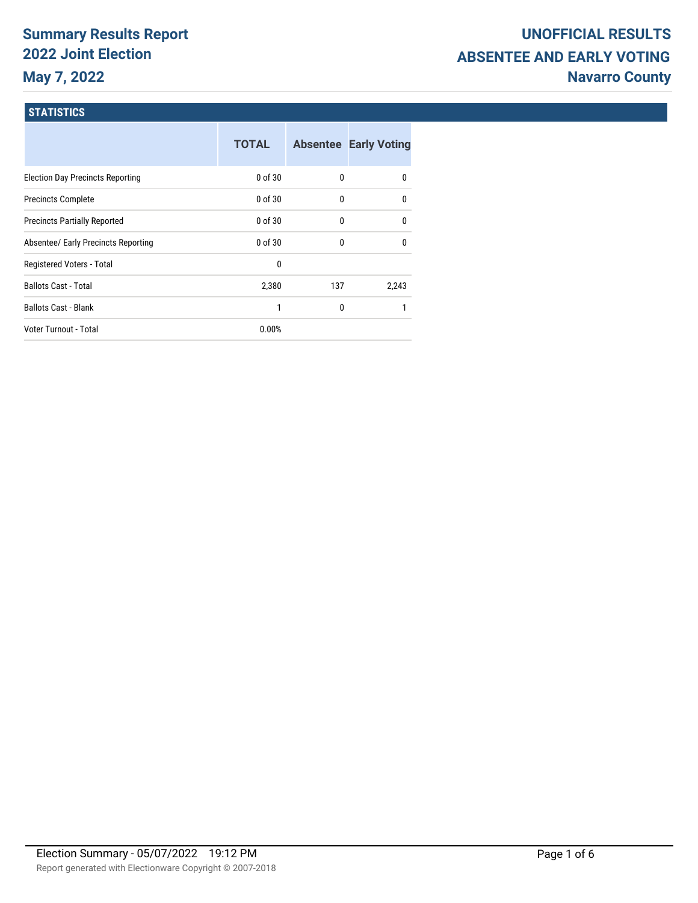# Summary Results Report
## 2022 Joint Election
## May 7, 2022

# UNOFFICIAL RESULTS
## ABSENTEE AND EARLY VOTING
## Navarro County

### STATISTICS

| | TOTAL | Absentee | Early Voting |
|---|---|---|---|
| Election Day Precincts Reporting | 0 of 30 | 0 | 0 |
| Precincts Complete | 0 of 30 | 0 | 0 |
| Precincts Partially Reported | 0 of 30 | 0 | 0 |
| Absentee/ Early Precincts Reporting | 0 of 30 | 0 | 0 |
| Registered Voters - Total | 0 | | |
| Ballots Cast - Total | 2,380 | 137 | 2,243 |
| Ballots Cast - Blank | 1 | 0 | 1 |
| Voter Turnout - Total | 0.00% | | |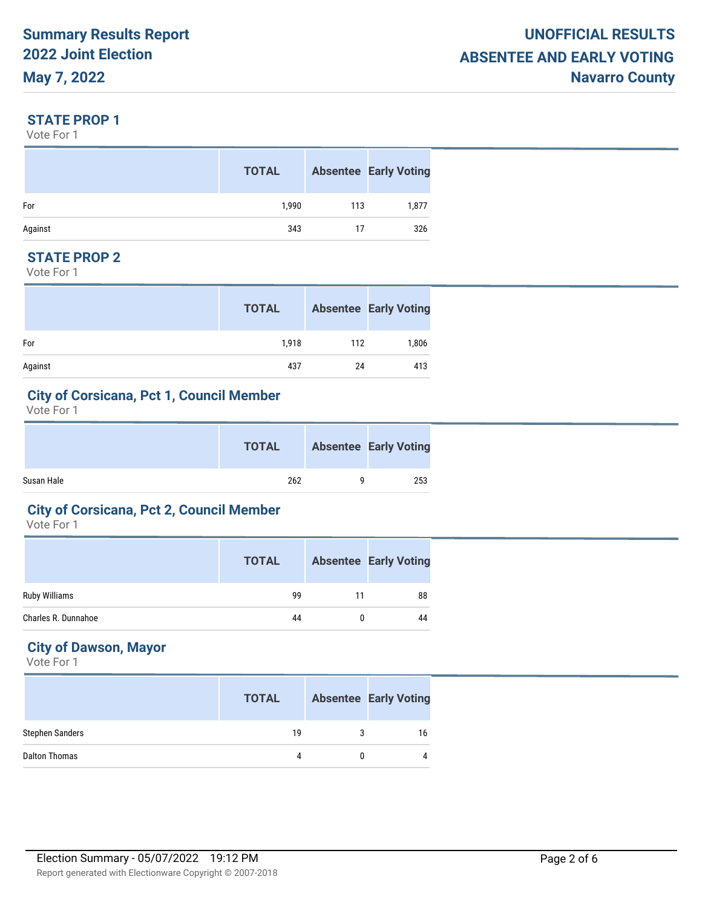## STATE PROP 1

Vote For 1

| | TOTAL | Absentee | Early Voting |
|---|---|---|---|
| For | 1,990 | 113 | 1,877 |
| Against | 343 | 17 | 326 |

## STATE PROP 2

Vote For 1

| | TOTAL | Absentee | Early Voting |
|---|---|---|---|
| For | 1,918 | 112 | 1,806 |
| Against | 437 | 24 | 413 |

## City of Corsicana, Pct 1, Council Member

Vote For 1

| | TOTAL | Absentee | Early Voting |
|---|---|---|---|
| Susan Hale | 262 | 9 | 253 |

## City of Corsicana, Pct 2, Council Member

Vote For 1

| | TOTAL | Absentee | Early Voting |
|---|---|---|---|
| Ruby Williams | 99 | 11 | 88 |
| Charles R. Dunnahoe | 44 | 0 | 44 |

## City of Dawson, Mayor

Vote For 1

| | TOTAL | Absentee | Early Voting |
|---|---|---|---|
| Stephen Sanders | 19 | 3 | 16 |
| Dalton Thomas | 4 | 0 | 4 |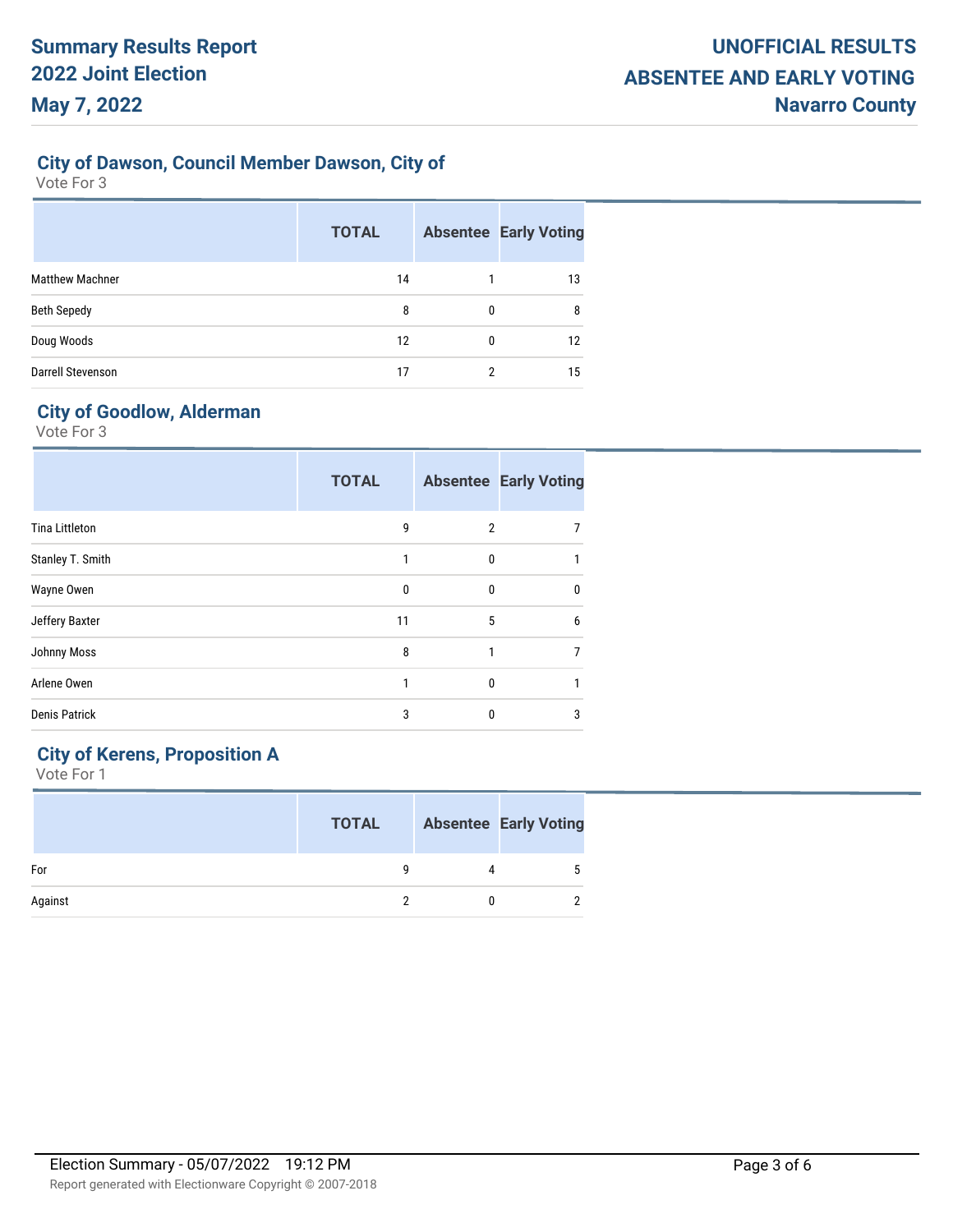## City of Dawson, Council Member Dawson, City of

Vote For 3

| | TOTAL | Absentee | Early Voting |
|---|---|---|---|
| Matthew Machner | 14 | 1 | 13 |
| Beth Sepedy | 8 | 0 | 8 |
| Doug Woods | 12 | 0 | 12 |
| Darrell Stevenson | 17 | 2 | 15 |

## City of Goodlow, Alderman

Vote For 3

| | TOTAL | Absentee | Early Voting |
|---|---|---|---|
| Tina Littleton | 9 | 2 | 7 |
| Stanley T. Smith | 1 | 0 | 1 |
| Wayne Owen | 0 | 0 | 0 |
| Jeffery Baxter | 11 | 5 | 6 |
| Johnny Moss | 8 | 1 | 7 |
| Arlene Owen | 1 | 0 | 1 |
| Denis Patrick | 3 | 0 | 3 |

## City of Kerens, Proposition A

Vote For 1

| | TOTAL | Absentee | Early Voting |
|---|---|---|---|
| For | 9 | 4 | 5 |
| Against | 2 | 0 | 2 |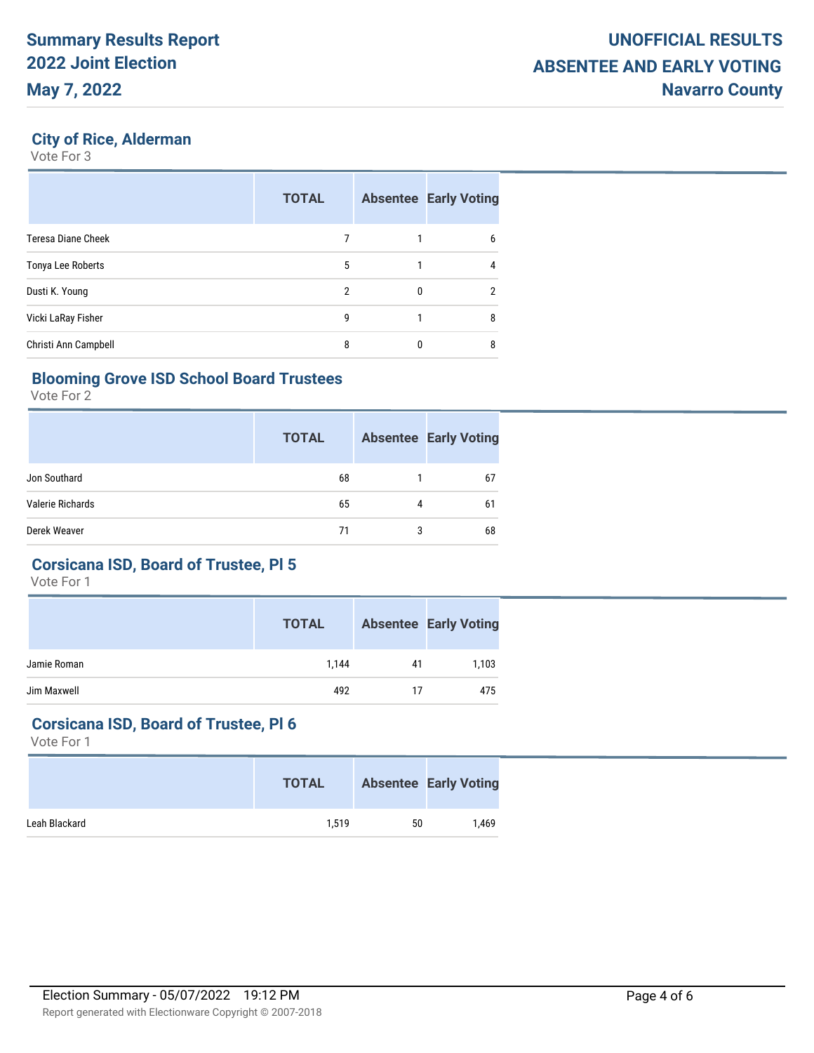## City of Rice, Alderman

Vote For 3

| | TOTAL | Absentee | Early Voting |
|---|---|---|---|
| Teresa Diane Cheek | 7 | 1 | 6 |
| Tonya Lee Roberts | 5 | 1 | 4 |
| Dusti K. Young | 2 | 0 | 2 |
| Vicki LaRay Fisher | 9 | 1 | 8 |
| Christi Ann Campbell | 8 | 0 | 8 |

## Blooming Grove ISD School Board Trustees

Vote For 2

| | TOTAL | Absentee | Early Voting |
|---|---|---|---|
| Jon Southard | 68 | 1 | 67 |
| Valerie Richards | 65 | 4 | 61 |
| Derek Weaver | 71 | 3 | 68 |

## Corsicana ISD, Board of Trustee, Pl 5

Vote For 1

| | TOTAL | Absentee | Early Voting |
|---|---|---|---|
| Jamie Roman | 1,144 | 41 | 1,103 |
| Jim Maxwell | 492 | 17 | 475 |

## Corsicana ISD, Board of Trustee, Pl 6

Vote For 1

| | TOTAL | Absentee | Early Voting |
|---|---|---|---|
| Leah Blackard | 1,519 | 50 | 1,469 |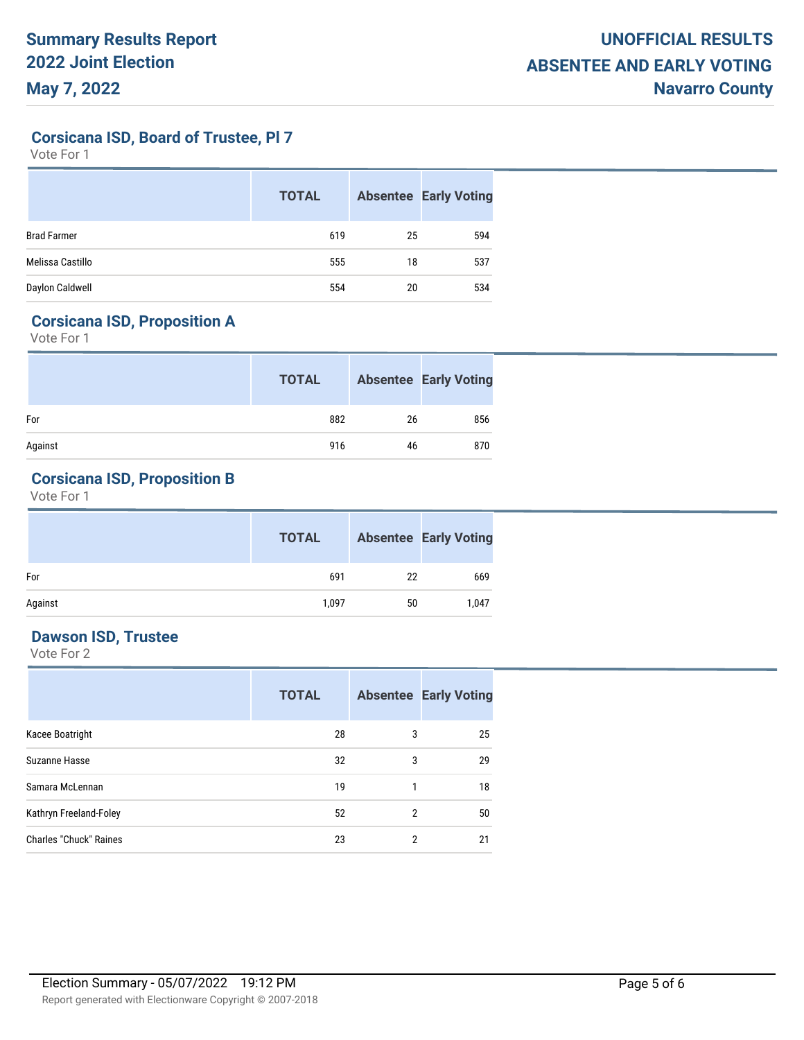# Summary Results Report
# 2022 Joint Election
# May 7, 2022

**UNOFFICIAL RESULTS**
**ABSENTEE AND EARLY VOTING**
**Navarro County**

## Corsicana ISD, Board of Trustee, Pl 7

Vote For 1

| | TOTAL | Absentee | Early Voting |
|---|---|---|---|
| Brad Farmer | 619 | 25 | 594 |
| Melissa Castillo | 555 | 18 | 537 |
| Daylon Caldwell | 554 | 20 | 534 |

## Corsicana ISD, Proposition A

Vote For 1

| | TOTAL | Absentee | Early Voting |
|---|---|---|---|
| For | 882 | 26 | 856 |
| Against | 916 | 46 | 870 |

## Corsicana ISD, Proposition B

Vote For 1

| | TOTAL | Absentee | Early Voting |
|---|---|---|---|
| For | 691 | 22 | 669 |
| Against | 1,097 | 50 | 1,047 |

## Dawson ISD, Trustee

Vote For 2

| | TOTAL | Absentee | Early Voting |
|---|---|---|---|
| Kacee Boatright | 28 | 3 | 25 |
| Suzanne Hasse | 32 | 3 | 29 |
| Samara McLennan | 19 | 1 | 18 |
| Kathryn Freeland-Foley | 52 | 2 | 50 |
| Charles "Chuck" Raines | 23 | 2 | 21 |

Election Summary - 05/07/2022 19:12 PM

Report generated with Electionware Copyright © 2007-2018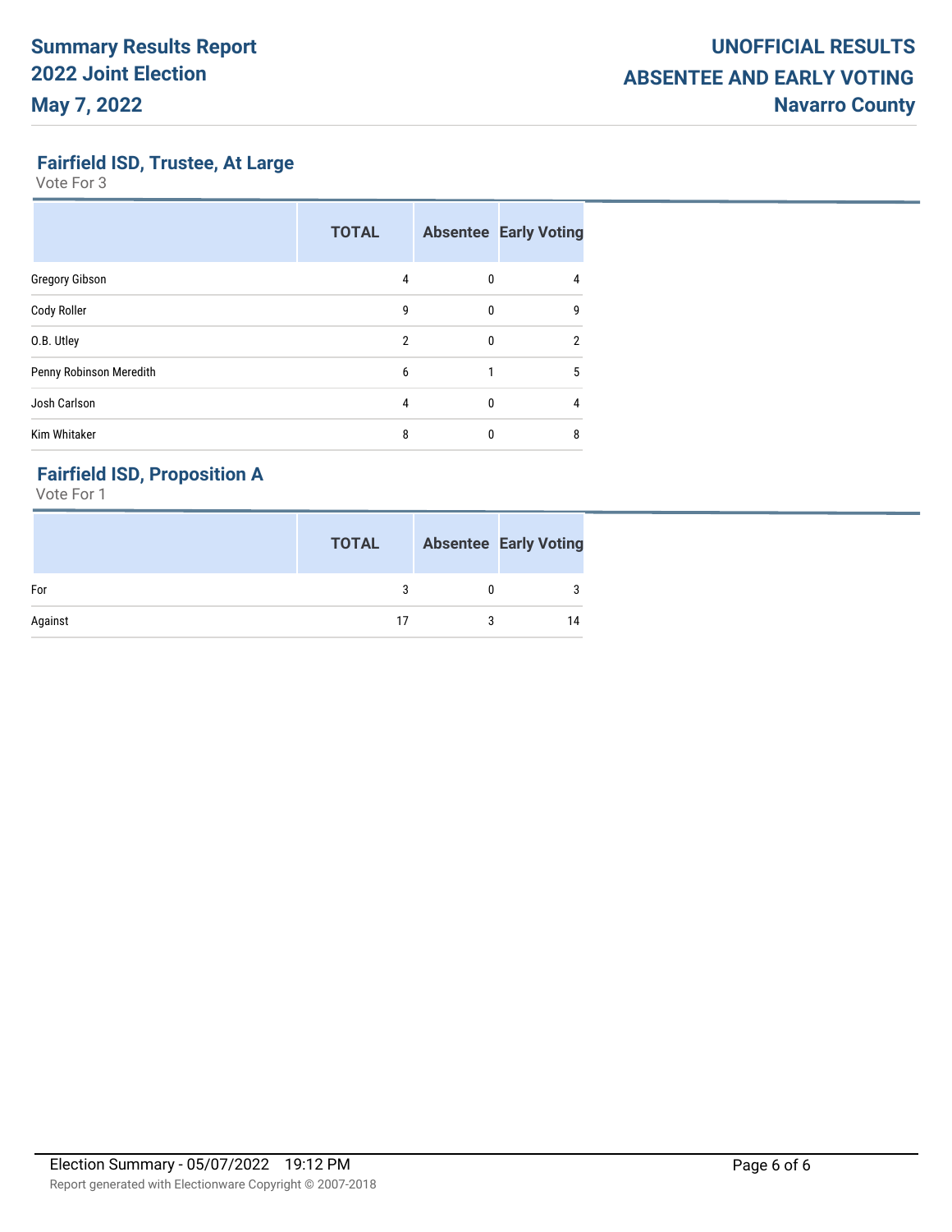## Fairfield ISD, Trustee, At Large

Vote For 3

| | TOTAL | Absentee | Early Voting |
|---|---|---|---|
| Gregory Gibson | 4 | 0 | 4 |
| Cody Roller | 9 | 0 | 9 |
| O.B. Utley | 2 | 0 | 2 |
| Penny Robinson Meredith | 6 | 1 | 5 |
| Josh Carlson | 4 | 0 | 4 |
| Kim Whitaker | 8 | 0 | 8 |

## Fairfield ISD, Proposition A

Vote For 1

| | TOTAL | Absentee | Early Voting |
|---|---|---|---|
| For | 3 | 0 | 3 |
| Against | 17 | 3 | 14 |